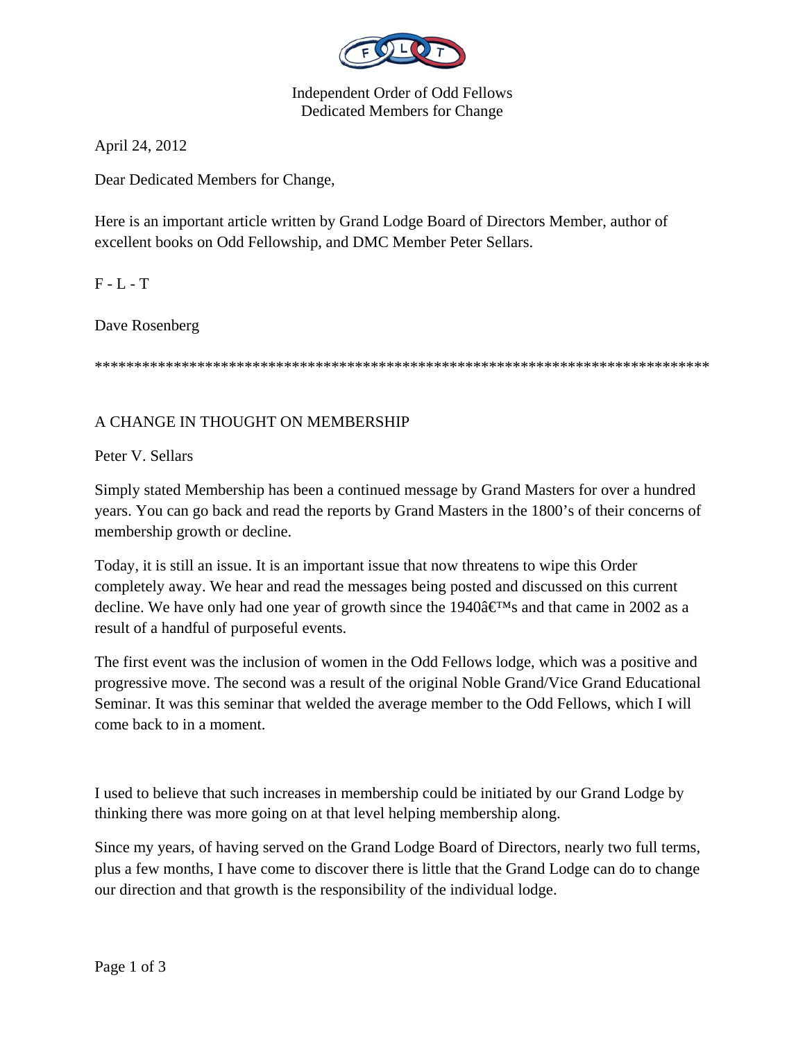Independent Order of Odd Fellows
Dedicated Members for Change

April 24, 2012

Dear Dedicated Members for Change,

Here is an important article written by Grand Lodge Board of Directors Member, author of excellent books on Odd Fellowship, and DMC Member Peter Sellars.

F - L - T

Dave Rosenberg

*********************************************************************************

A CHANGE IN THOUGHT ON MEMBERSHIP

Peter V. Sellars

Simply stated Membership has been a continued message by Grand Masters for over a hundred years. You can go back and read the reports by Grand Masters in the 1800's of their concerns of membership growth or decline.

Today, it is still an issue. It is an important issue that now threatens to wipe this Order completely away. We hear and read the messages being posted and discussed on this current decline. We have only had one year of growth since the 1940â€™s and that came in 2002 as a result of a handful of purposeful events.

The first event was the inclusion of women in the Odd Fellows lodge, which was a positive and progressive move. The second was a result of the original Noble Grand/Vice Grand Educational Seminar. It was this seminar that welded the average member to the Odd Fellows, which I will come back to in a moment.

I used to believe that such increases in membership could be initiated by our Grand Lodge by thinking there was more going on at that level helping membership along.

Since my years, of having served on the Grand Lodge Board of Directors, nearly two full terms, plus a few months, I have come to discover there is little that the Grand Lodge can do to change our direction and that growth is the responsibility of the individual lodge.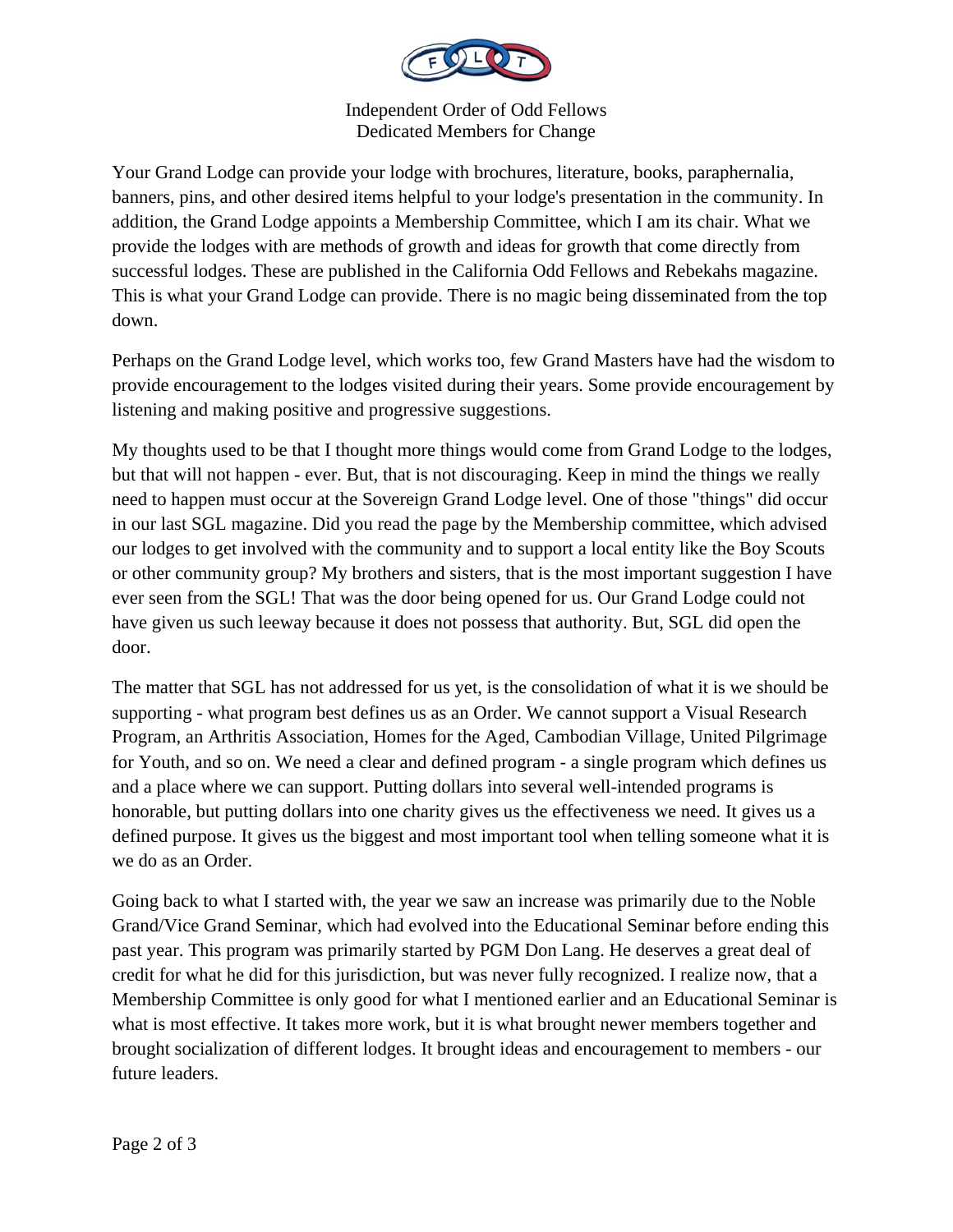Your Grand Lodge can provide your lodge with brochures, literature, books, paraphernalia, banners, pins, and other desired items helpful to your lodge's presentation in the community. In addition, the Grand Lodge appoints a Membership Committee, which I am its chair. What we provide the lodges with are methods of growth and ideas for growth that come directly from successful lodges. These are published in the California Odd Fellows and Rebekahs magazine. This is what your Grand Lodge can provide. There is no magic being disseminated from the top down.

Perhaps on the Grand Lodge level, which works too, few Grand Masters have had the wisdom to provide encouragement to the lodges visited during their years. Some provide encouragement by listening and making positive and progressive suggestions.

My thoughts used to be that I thought more things would come from Grand Lodge to the lodges, but that will not happen - ever. But, that is not discouraging. Keep in mind the things we really need to happen must occur at the Sovereign Grand Lodge level. One of those "things" did occur in our last SGL magazine. Did you read the page by the Membership committee, which advised our lodges to get involved with the community and to support a local entity like the Boy Scouts or other community group? My brothers and sisters, that is the most important suggestion I have ever seen from the SGL! That was the door being opened for us. Our Grand Lodge could not have given us such leeway because it does not possess that authority. But, SGL did open the door.

The matter that SGL has not addressed for us yet, is the consolidation of what it is we should be supporting - what program best defines us as an Order. We cannot support a Visual Research Program, an Arthritis Association, Homes for the Aged, Cambodian Village, United Pilgrimage for Youth, and so on. We need a clear and defined program - a single program which defines us and a place where we can support. Putting dollars into several well-intended programs is honorable, but putting dollars into one charity gives us the effectiveness we need. It gives us a defined purpose. It gives us the biggest and most important tool when telling someone what it is we do as an Order.

Going back to what I started with, the year we saw an increase was primarily due to the Noble Grand/Vice Grand Seminar, which had evolved into the Educational Seminar before ending this past year. This program was primarily started by PGM Don Lang. He deserves a great deal of credit for what he did for this jurisdiction, but was never fully recognized. I realize now, that a Membership Committee is only good for what I mentioned earlier and an Educational Seminar is what is most effective. It takes more work, but it is what brought newer members together and brought socialization of different lodges. It brought ideas and encouragement to members - our future leaders.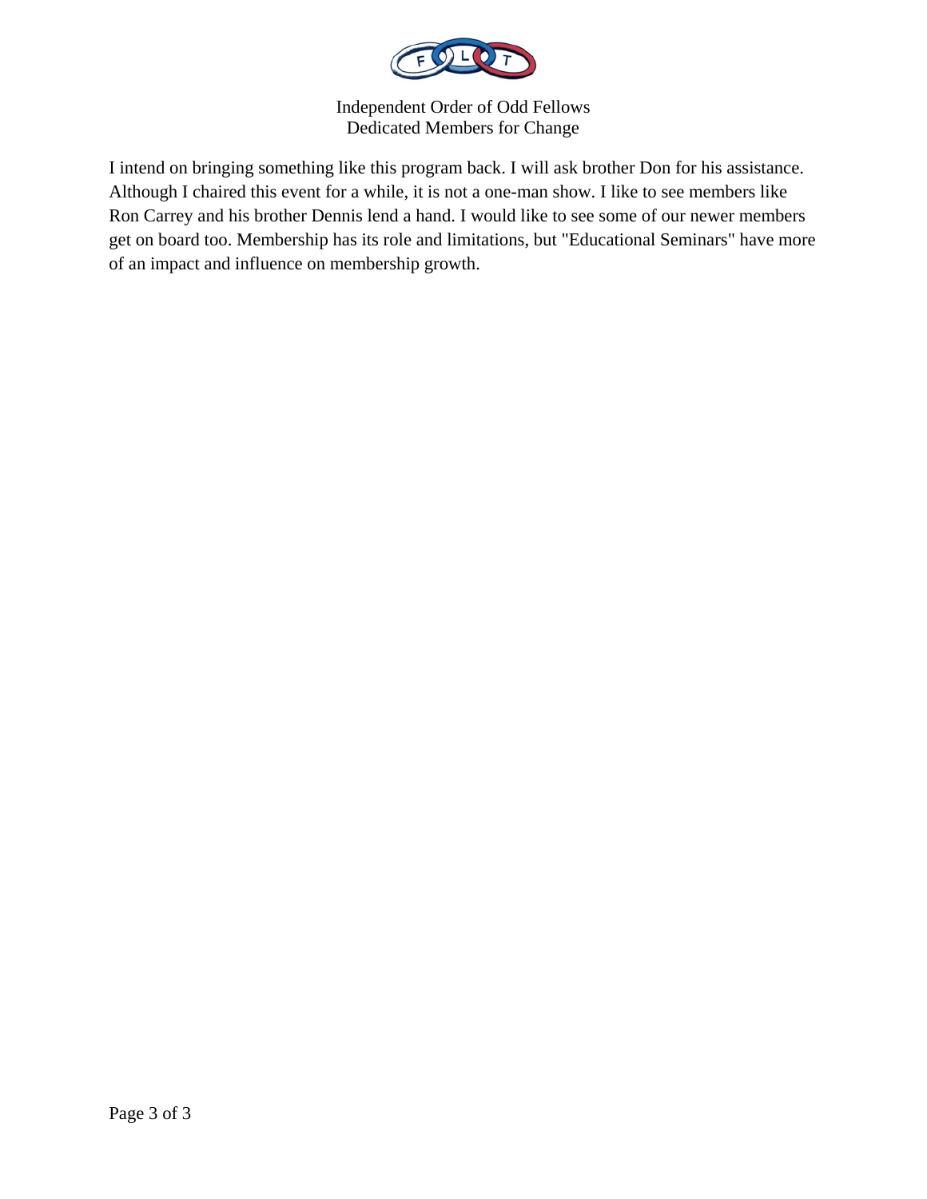I intend on bringing something like this program back. I will ask brother Don for his assistance. Although I chaired this event for a while, it is not a one-man show. I like to see members like Ron Carrey and his brother Dennis lend a hand. I would like to see some of our newer members get on board too. Membership has its role and limitations, but "Educational Seminars" have more of an impact and influence on membership growth.